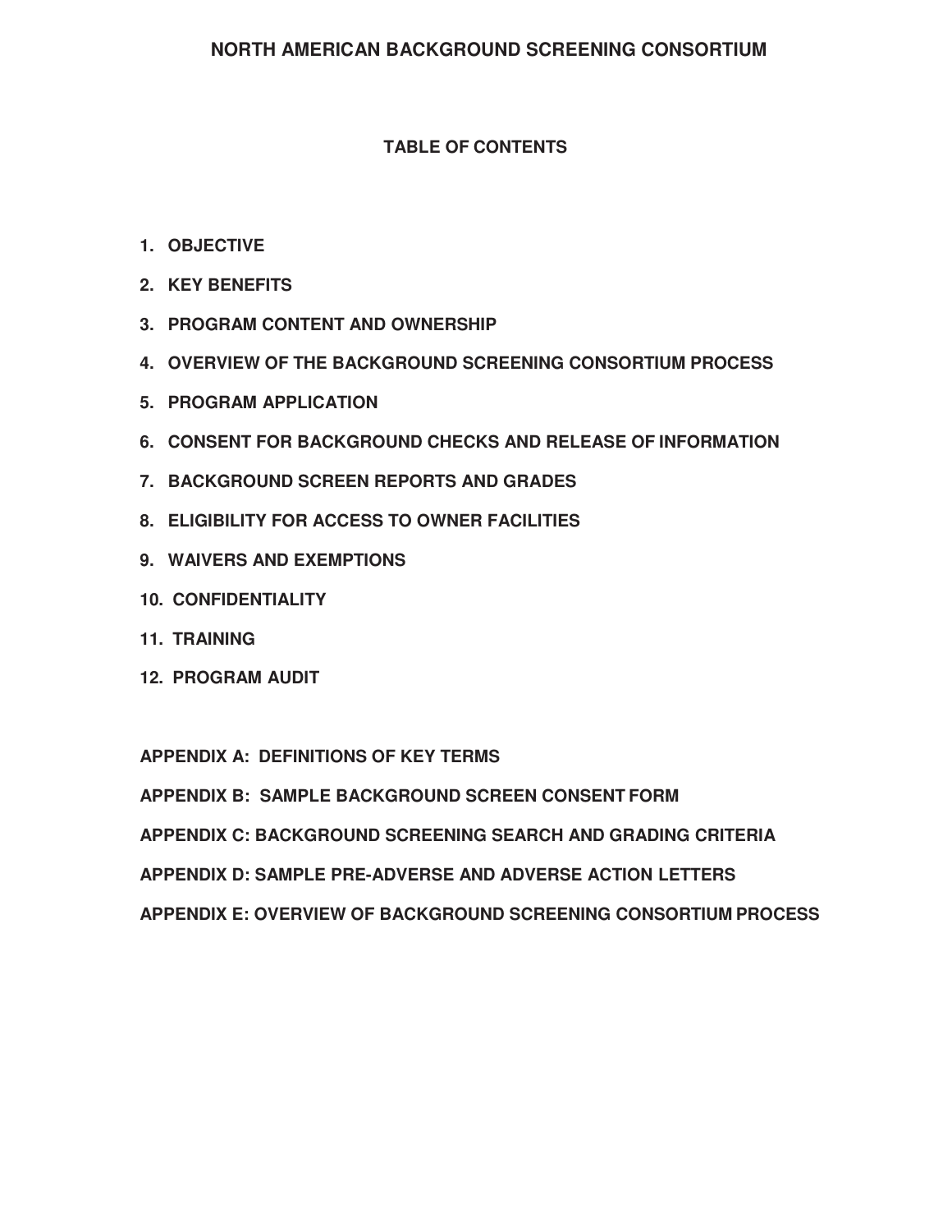# NORTH AMERICAN BACKGROUND SCREENING CONSORTIUM

## TABLE OF CONTENTS

1. **OBJECTIVE**
2. **KEY BENEFITS**
3. **PROGRAM CONTENT AND OWNERSHIP**
4. **OVERVIEW OF THE BACKGROUND SCREENING CONSORTIUM PROCESS**
5. **PROGRAM APPLICATION**
6. **CONSENT FOR BACKGROUND CHECKS AND RELEASE OF INFORMATION**
7. **BACKGROUND SCREEN REPORTS AND GRADES**
8. **ELIGIBILITY FOR ACCESS TO OWNER FACILITIES**
9. **WAIVERS AND EXEMPTIONS**
10. **CONFIDENTIALITY**
11. **TRAINING**
12. **PROGRAM AUDIT**

**APPENDIX A: DEFINITIONS OF KEY TERMS**

**APPENDIX B: SAMPLE BACKGROUND SCREEN CONSENT FORM**

**APPENDIX C: BACKGROUND SCREENING SEARCH AND GRADING CRITERIA**

**APPENDIX D: SAMPLE PRE-ADVERSE AND ADVERSE ACTION LETTERS**

**APPENDIX E: OVERVIEW OF BACKGROUND SCREENING CONSORTIUM PROCESS**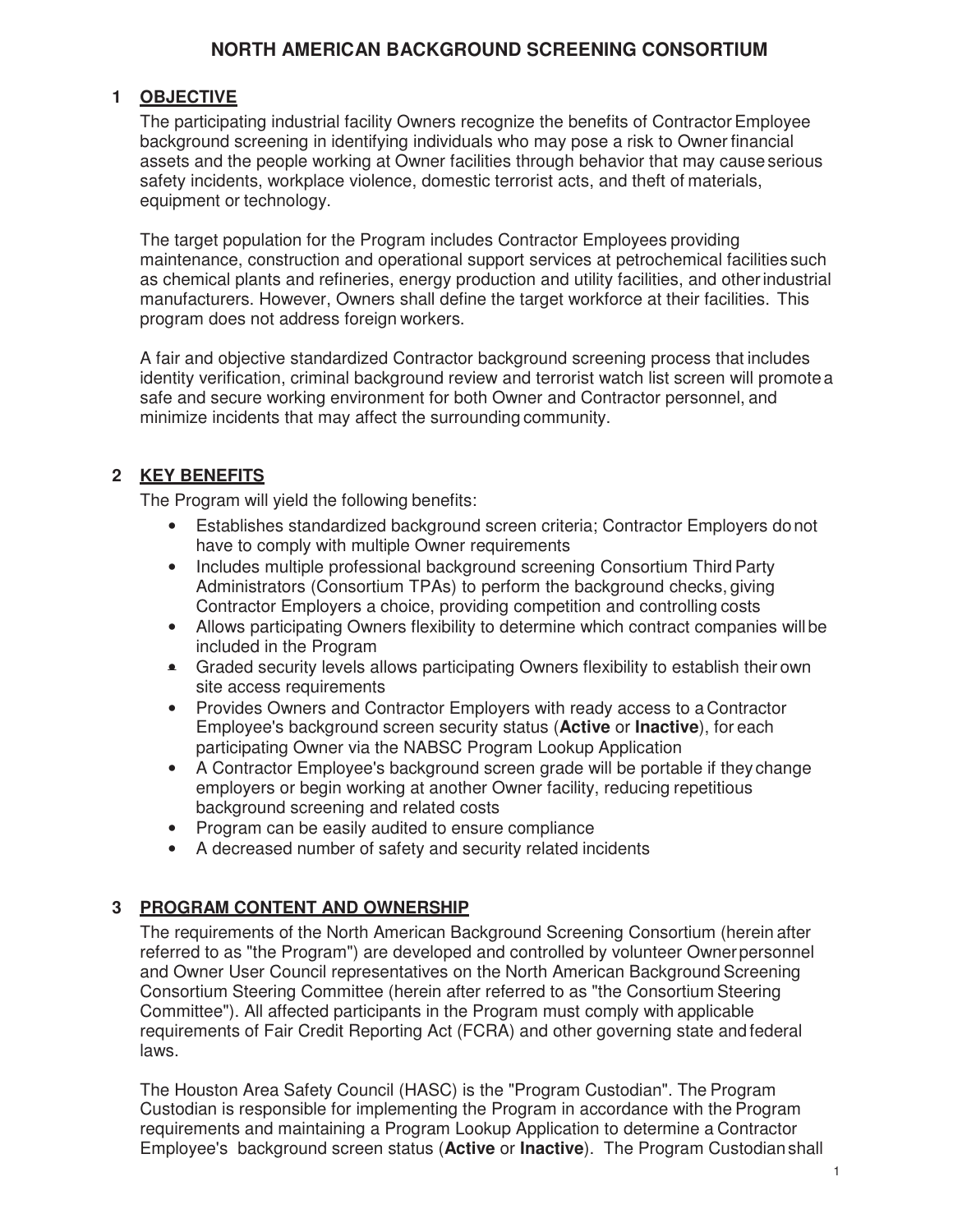# NORTH AMERICAN BACKGROUND SCREENING CONSORTIUM

## 1 OBJECTIVE

The participating industrial facility Owners recognize the benefits of Contractor Employee background screening in identifying individuals who may pose a risk to Owner financial assets and the people working at Owner facilities through behavior that may cause serious safety incidents, workplace violence, domestic terrorist acts, and theft of materials, equipment or technology.

The target population for the Program includes Contractor Employees providing maintenance, construction and operational support services at petrochemical facilities such as chemical plants and refineries, energy production and utility facilities, and other industrial manufacturers. However, Owners shall define the target workforce at their facilities. This program does not address foreign workers.

A fair and objective standardized Contractor background screening process that includes identity verification, criminal background review and terrorist watch list screen will promote a safe and secure working environment for both Owner and Contractor personnel, and minimize incidents that may affect the surrounding community.

## 2 KEY BENEFITS

The Program will yield the following benefits:

- Establishes standardized background screen criteria; Contractor Employers do not have to comply with multiple Owner requirements
- Includes multiple professional background screening Consortium Third Party Administrators (Consortium TPAs) to perform the background checks, giving Contractor Employers a choice, providing competition and controlling costs
- Allows participating Owners flexibility to determine which contract companies will be included in the Program
- Graded security levels allows participating Owners flexibility to establish their own site access requirements
- Provides Owners and Contractor Employers with ready access to a Contractor Employee's background screen security status (**Active** or **Inactive**), for each participating Owner via the NABSC Program Lookup Application
- A Contractor Employee's background screen grade will be portable if they change employers or begin working at another Owner facility, reducing repetitious background screening and related costs
- Program can be easily audited to ensure compliance
- A decreased number of safety and security related incidents

## 3 PROGRAM CONTENT AND OWNERSHIP

The requirements of the North American Background Screening Consortium (herein after referred to as "the Program") are developed and controlled by volunteer Owner personnel and Owner User Council representatives on the North American Background Screening Consortium Steering Committee (herein after referred to as "the Consortium Steering Committee"). All affected participants in the Program must comply with applicable requirements of Fair Credit Reporting Act (FCRA) and other governing state and federal laws.

The Houston Area Safety Council (HASC) is the "Program Custodian". The Program Custodian is responsible for implementing the Program in accordance with the Program requirements and maintaining a Program Lookup Application to determine a Contractor Employee's background screen status (**Active** or **Inactive**). The Program Custodian shall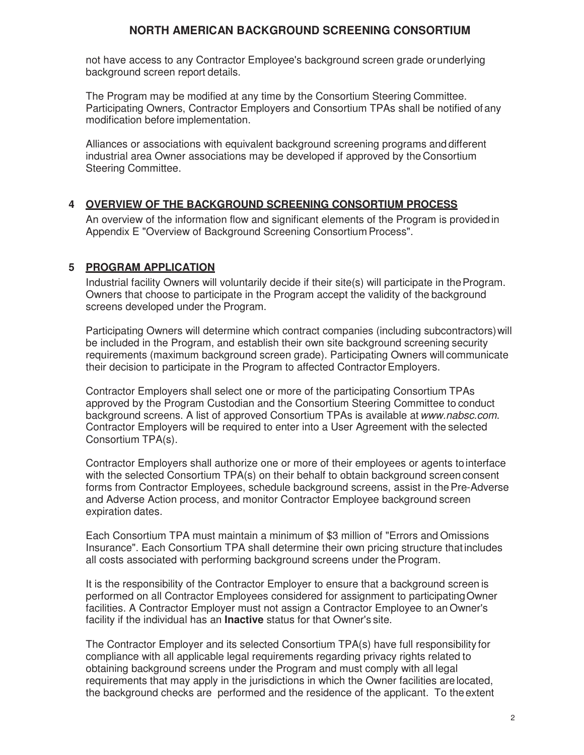not have access to any Contractor Employee's background screen grade or underlying background screen report details.

The Program may be modified at any time by the Consortium Steering Committee. Participating Owners, Contractor Employers and Consortium TPAs shall be notified of any modification before implementation.

Alliances or associations with equivalent background screening programs and different industrial area Owner associations may be developed if approved by the Consortium Steering Committee.

## 4 OVERVIEW OF THE BACKGROUND SCREENING CONSORTIUM PROCESS

An overview of the information flow and significant elements of the Program is provided in Appendix E "Overview of Background Screening Consortium Process".

## 5 PROGRAM APPLICATION

Industrial facility Owners will voluntarily decide if their site(s) will participate in the Program. Owners that choose to participate in the Program accept the validity of the background screens developed under the Program.

Participating Owners will determine which contract companies (including subcontractors) will be included in the Program, and establish their own site background screening security requirements (maximum background screen grade). Participating Owners will communicate their decision to participate in the Program to affected Contractor Employers.

Contractor Employers shall select one or more of the participating Consortium TPAs approved by the Program Custodian and the Consortium Steering Committee to conduct background screens. A list of approved Consortium TPAs is available at *www.nabsc.com*. Contractor Employers will be required to enter into a User Agreement with the selected Consortium TPA(s).

Contractor Employers shall authorize one or more of their employees or agents to interface with the selected Consortium TPA(s) on their behalf to obtain background screen consent forms from Contractor Employees, schedule background screens, assist in the Pre-Adverse and Adverse Action process, and monitor Contractor Employee background screen expiration dates.

Each Consortium TPA must maintain a minimum of $3 million of "Errors and Omissions Insurance". Each Consortium TPA shall determine their own pricing structure that includes all costs associated with performing background screens under the Program.

It is the responsibility of the Contractor Employer to ensure that a background screen is performed on all Contractor Employees considered for assignment to participating Owner facilities. A Contractor Employer must not assign a Contractor Employee to an Owner's facility if the individual has an **Inactive** status for that Owner's site.

The Contractor Employer and its selected Consortium TPA(s) have full responsibility for compliance with all applicable legal requirements regarding privacy rights related to obtaining background screens under the Program and must comply with all legal requirements that may apply in the jurisdictions in which the Owner facilities are located, the background checks are performed and the residence of the applicant. To the extent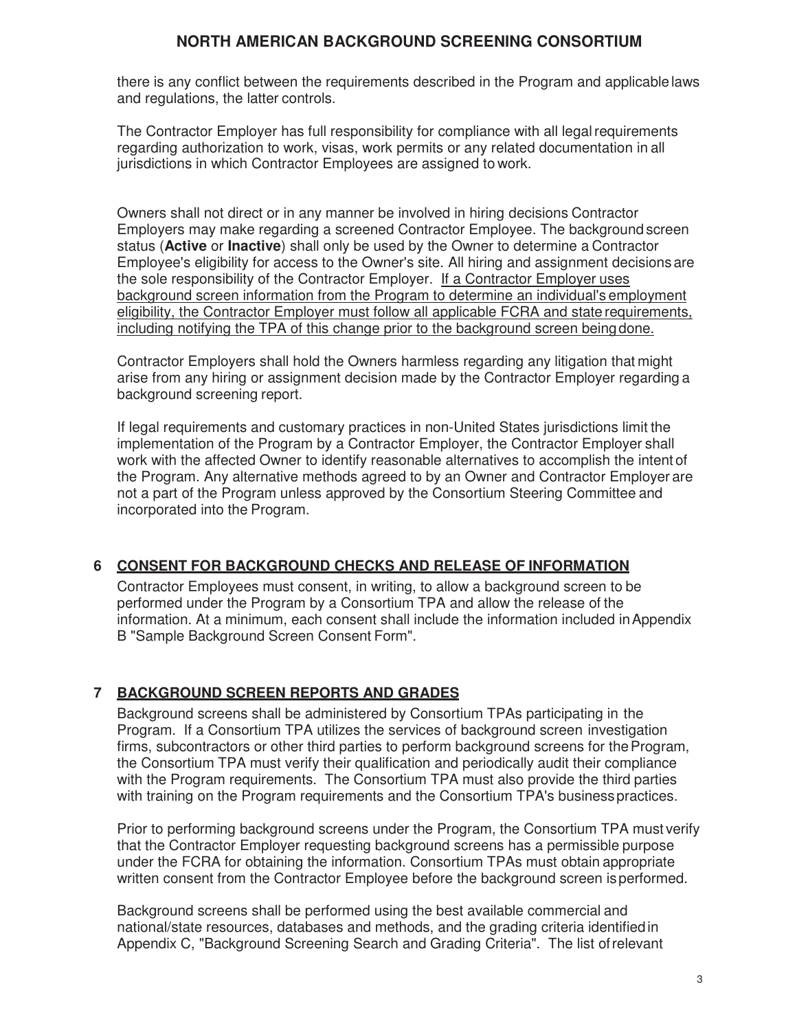there is any conflict between the requirements described in the Program and applicable laws and regulations, the latter controls.

The Contractor Employer has full responsibility for compliance with all legal requirements regarding authorization to work, visas, work permits or any related documentation in all jurisdictions in which Contractor Employees are assigned to work.

Owners shall not direct or in any manner be involved in hiring decisions Contractor Employers may make regarding a screened Contractor Employee. The background screen status (**Active** or **Inactive**) shall only be used by the Owner to determine a Contractor Employee's eligibility for access to the Owner's site. All hiring and assignment decisions are the sole responsibility of the Contractor Employer. <u>If a Contractor Employer uses background screen information from the Program to determine an individual's employment eligibility, the Contractor Employer must follow all applicable FCRA and state requirements, including notifying the TPA of this change prior to the background screen being done.</u>

Contractor Employers shall hold the Owners harmless regarding any litigation that might arise from any hiring or assignment decision made by the Contractor Employer regarding a background screening report.

If legal requirements and customary practices in non-United States jurisdictions limit the implementation of the Program by a Contractor Employer, the Contractor Employer shall work with the affected Owner to identify reasonable alternatives to accomplish the intent of the Program. Any alternative methods agreed to by an Owner and Contractor Employer are not a part of the Program unless approved by the Consortium Steering Committee and incorporated into the Program.

## 6 CONSENT FOR BACKGROUND CHECKS AND RELEASE OF INFORMATION

Contractor Employees must consent, in writing, to allow a background screen to be performed under the Program by a Consortium TPA and allow the release of the information. At a minimum, each consent shall include the information included in Appendix B "Sample Background Screen Consent Form".

## 7 BACKGROUND SCREEN REPORTS AND GRADES

Background screens shall be administered by Consortium TPAs participating in the Program. If a Consortium TPA utilizes the services of background screen investigation firms, subcontractors or other third parties to perform background screens for the Program, the Consortium TPA must verify their qualification and periodically audit their compliance with the Program requirements. The Consortium TPA must also provide the third parties with training on the Program requirements and the Consortium TPA's business practices.

Prior to performing background screens under the Program, the Consortium TPA must verify that the Contractor Employer requesting background screens has a permissible purpose under the FCRA for obtaining the information. Consortium TPAs must obtain appropriate written consent from the Contractor Employee before the background screen is performed.

Background screens shall be performed using the best available commercial and national/state resources, databases and methods, and the grading criteria identified in Appendix C, "Background Screening Search and Grading Criteria". The list of relevant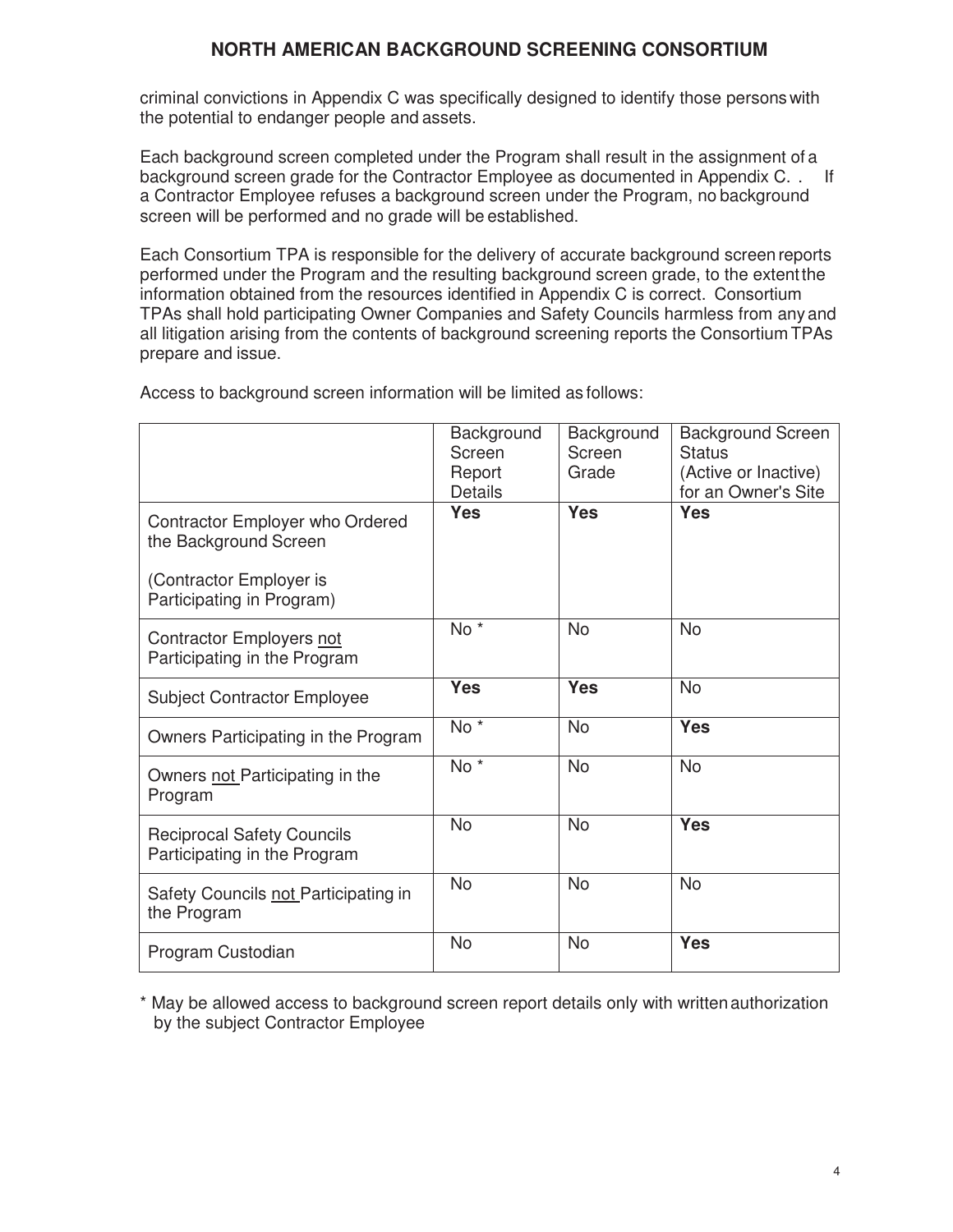criminal convictions in Appendix C was specifically designed to identify those persons with the potential to endanger people and assets.

Each background screen completed under the Program shall result in the assignment of a background screen grade for the Contractor Employee as documented in Appendix C. .   If a Contractor Employee refuses a background screen under the Program, no background screen will be performed and no grade will be established.

Each Consortium TPA is responsible for the delivery of accurate background screen reports performed under the Program and the resulting background screen grade, to the extent the information obtained from the resources identified in Appendix C is correct. Consortium TPAs shall hold participating Owner Companies and Safety Councils harmless from any and all litigation arising from the contents of background screening reports the Consortium TPAs prepare and issue.

Access to background screen information will be limited as follows:

| | Background Screen Report Details | Background Screen Grade | Background Screen Status (Active or Inactive) for an Owner's Site |
|---|---|---|---|
| Contractor Employer who Ordered the Background Screen<br><br>(Contractor Employer is Participating in Program) | **Yes** | **Yes** | **Yes** |
| Contractor Employers not Participating in the Program | No * | No | No |
| Subject Contractor Employee | **Yes** | **Yes** | No |
| Owners Participating in the Program | No * | No | **Yes** |
| Owners not Participating in the Program | No * | No | No |
| Reciprocal Safety Councils Participating in the Program | No | No | **Yes** |
| Safety Councils not Participating in the Program | No | No | No |
| Program Custodian | No | No | **Yes** |

* May be allowed access to background screen report details only with written authorization by the subject Contractor Employee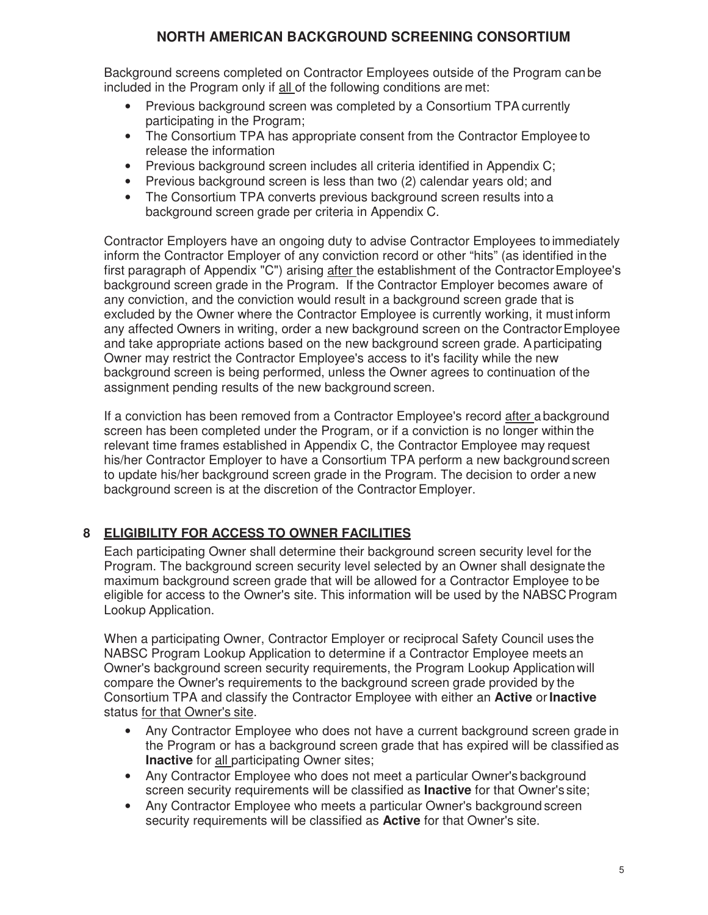Background screens completed on Contractor Employees outside of the Program can be included in the Program only if all of the following conditions are met:

- Previous background screen was completed by a Consortium TPA currently participating in the Program;
- The Consortium TPA has appropriate consent from the Contractor Employee to release the information
- Previous background screen includes all criteria identified in Appendix C;
- Previous background screen is less than two (2) calendar years old; and
- The Consortium TPA converts previous background screen results into a background screen grade per criteria in Appendix C.

Contractor Employers have an ongoing duty to advise Contractor Employees to immediately inform the Contractor Employer of any conviction record or other "hits" (as identified in the first paragraph of Appendix "C") arising after the establishment of the Contractor Employee's background screen grade in the Program. If the Contractor Employer becomes aware of any conviction, and the conviction would result in a background screen grade that is excluded by the Owner where the Contractor Employee is currently working, it must inform any affected Owners in writing, order a new background screen on the Contractor Employee and take appropriate actions based on the new background screen grade. A participating Owner may restrict the Contractor Employee's access to it's facility while the new background screen is being performed, unless the Owner agrees to continuation of the assignment pending results of the new background screen.

If a conviction has been removed from a Contractor Employee's record after a background screen has been completed under the Program, or if a conviction is no longer within the relevant time frames established in Appendix C, the Contractor Employee may request his/her Contractor Employer to have a Consortium TPA perform a new background screen to update his/her background screen grade in the Program. The decision to order a new background screen is at the discretion of the Contractor Employer.

## 8 ELIGIBILITY FOR ACCESS TO OWNER FACILITIES

Each participating Owner shall determine their background screen security level for the Program. The background screen security level selected by an Owner shall designate the maximum background screen grade that will be allowed for a Contractor Employee to be eligible for access to the Owner's site. This information will be used by the NABSC Program Lookup Application.

When a participating Owner, Contractor Employer or reciprocal Safety Council uses the NABSC Program Lookup Application to determine if a Contractor Employee meets an Owner's background screen security requirements, the Program Lookup Application will compare the Owner's requirements to the background screen grade provided by the Consortium TPA and classify the Contractor Employee with either an **Active** or **Inactive** status for that Owner's site.

- Any Contractor Employee who does not have a current background screen grade in the Program or has a background screen grade that has expired will be classified as **Inactive** for all participating Owner sites;
- Any Contractor Employee who does not meet a particular Owner's background screen security requirements will be classified as **Inactive** for that Owner's site;
- Any Contractor Employee who meets a particular Owner's background screen security requirements will be classified as **Active** for that Owner's site.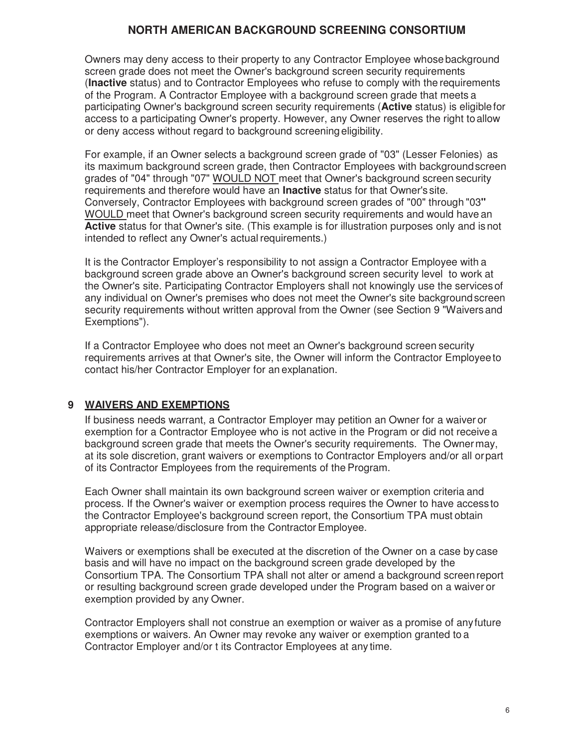Owners may deny access to their property to any Contractor Employee whose background screen grade does not meet the Owner's background screen security requirements (**Inactive** status) and to Contractor Employees who refuse to comply with the requirements of the Program. A Contractor Employee with a background screen grade that meets a participating Owner's background screen security requirements (**Active** status) is eligible for access to a participating Owner's property. However, any Owner reserves the right to allow or deny access without regard to background screening eligibility.

For example, if an Owner selects a background screen grade of "03" (Lesser Felonies) as its maximum background screen grade, then Contractor Employees with background screen grades of "04" through "07" WOULD NOT meet that Owner's background screen security requirements and therefore would have an **Inactive** status for that Owner's site. Conversely, Contractor Employees with background screen grades of "00" through "03" WOULD meet that Owner's background screen security requirements and would have an **Active** status for that Owner's site. (This example is for illustration purposes only and is not intended to reflect any Owner's actual requirements.)

It is the Contractor Employer's responsibility to not assign a Contractor Employee with a background screen grade above an Owner's background screen security level to work at the Owner's site. Participating Contractor Employers shall not knowingly use the services of any individual on Owner's premises who does not meet the Owner's site background screen security requirements without written approval from the Owner (see Section 9 "Waivers and Exemptions").

If a Contractor Employee who does not meet an Owner's background screen security requirements arrives at that Owner's site, the Owner will inform the Contractor Employee to contact his/her Contractor Employer for an explanation.

## 9 WAIVERS AND EXEMPTIONS

If business needs warrant, a Contractor Employer may petition an Owner for a waiver or exemption for a Contractor Employee who is not active in the Program or did not receive a background screen grade that meets the Owner's security requirements. The Owner may, at its sole discretion, grant waivers or exemptions to Contractor Employers and/or all or part of its Contractor Employees from the requirements of the Program.

Each Owner shall maintain its own background screen waiver or exemption criteria and process. If the Owner's waiver or exemption process requires the Owner to have access to the Contractor Employee's background screen report, the Consortium TPA must obtain appropriate release/disclosure from the Contractor Employee.

Waivers or exemptions shall be executed at the discretion of the Owner on a case by case basis and will have no impact on the background screen grade developed by the Consortium TPA. The Consortium TPA shall not alter or amend a background screen report or resulting background screen grade developed under the Program based on a waiver or exemption provided by any Owner.

Contractor Employers shall not construe an exemption or waiver as a promise of any future exemptions or waivers. An Owner may revoke any waiver or exemption granted to a Contractor Employer and/or t its Contractor Employees at any time.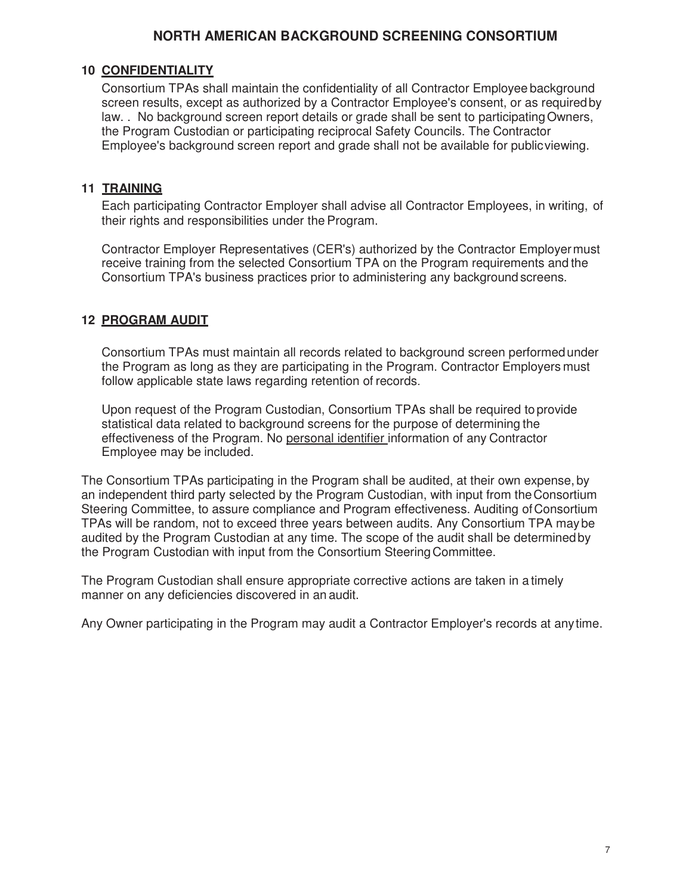## 10 CONFIDENTIALITY

Consortium TPAs shall maintain the confidentiality of all Contractor Employee background screen results, except as authorized by a Contractor Employee's consent, or as required by law. . No background screen report details or grade shall be sent to participating Owners, the Program Custodian or participating reciprocal Safety Councils. The Contractor Employee's background screen report and grade shall not be available for public viewing.

## 11 TRAINING

Each participating Contractor Employer shall advise all Contractor Employees, in writing, of their rights and responsibilities under the Program.

Contractor Employer Representatives (CER's) authorized by the Contractor Employer must receive training from the selected Consortium TPA on the Program requirements and the Consortium TPA's business practices prior to administering any background screens.

## 12 PROGRAM AUDIT

Consortium TPAs must maintain all records related to background screen performed under the Program as long as they are participating in the Program. Contractor Employers must follow applicable state laws regarding retention of records.

Upon request of the Program Custodian, Consortium TPAs shall be required to provide statistical data related to background screens for the purpose of determining the effectiveness of the Program. No personal identifier information of any Contractor Employee may be included.

The Consortium TPAs participating in the Program shall be audited, at their own expense, by an independent third party selected by the Program Custodian, with input from the Consortium Steering Committee, to assure compliance and Program effectiveness. Auditing of Consortium TPAs will be random, not to exceed three years between audits. Any Consortium TPA may be audited by the Program Custodian at any time. The scope of the audit shall be determined by the Program Custodian with input from the Consortium Steering Committee.

The Program Custodian shall ensure appropriate corrective actions are taken in a timely manner on any deficiencies discovered in an audit.

Any Owner participating in the Program may audit a Contractor Employer's records at any time.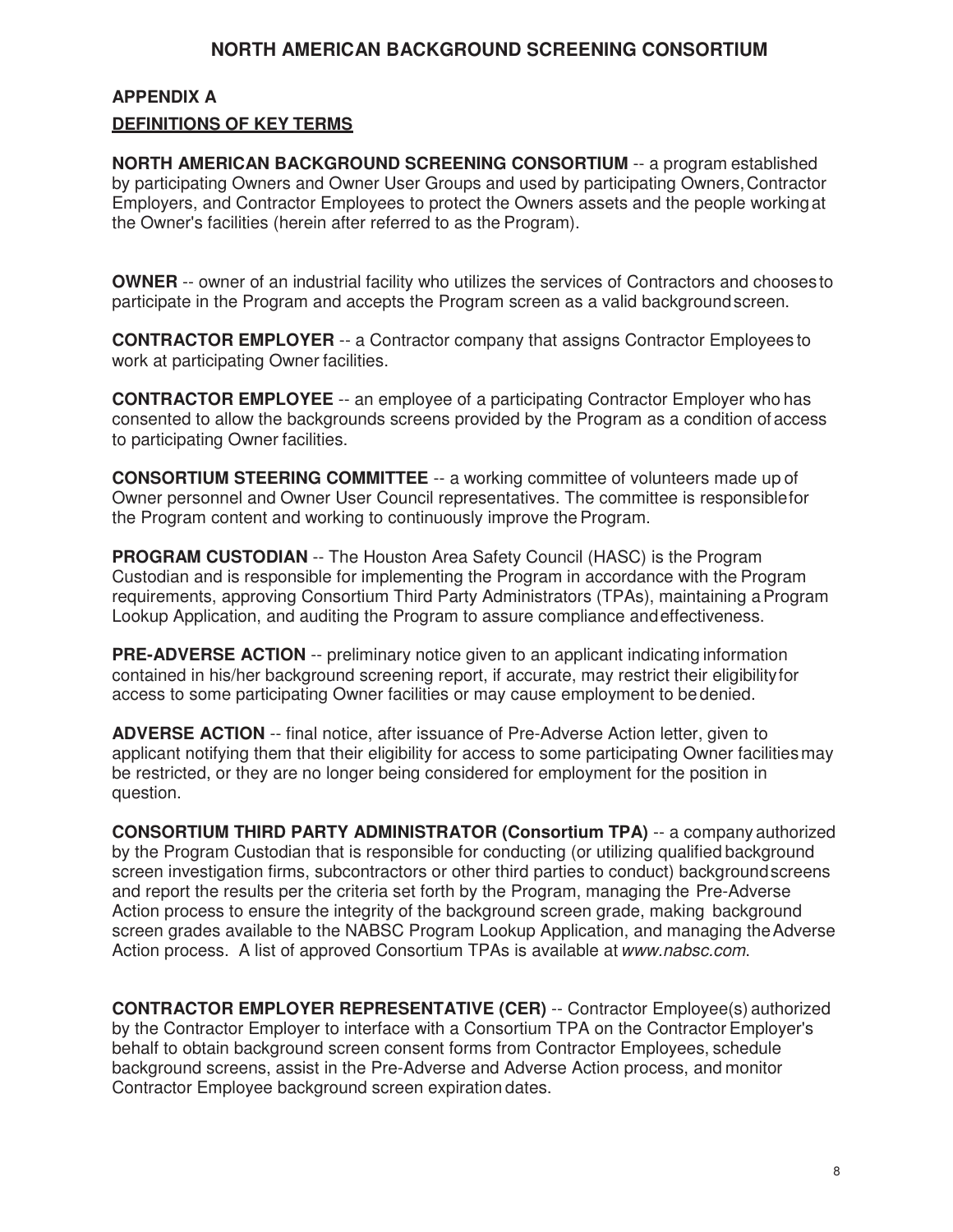## APPENDIX A

### DEFINITIONS OF KEY TERMS

**NORTH AMERICAN BACKGROUND SCREENING CONSORTIUM** -- a program established by participating Owners and Owner User Groups and used by participating Owners, Contractor Employers, and Contractor Employees to protect the Owners assets and the people working at the Owner's facilities (herein after referred to as the Program).

**OWNER** -- owner of an industrial facility who utilizes the services of Contractors and chooses to participate in the Program and accepts the Program screen as a valid background screen.

**CONTRACTOR EMPLOYER** -- a Contractor company that assigns Contractor Employees to work at participating Owner facilities.

**CONTRACTOR EMPLOYEE** -- an employee of a participating Contractor Employer who has consented to allow the backgrounds screens provided by the Program as a condition of access to participating Owner facilities.

**CONSORTIUM STEERING COMMITTEE** -- a working committee of volunteers made up of Owner personnel and Owner User Council representatives. The committee is responsible for the Program content and working to continuously improve the Program.

**PROGRAM CUSTODIAN** -- The Houston Area Safety Council (HASC) is the Program Custodian and is responsible for implementing the Program in accordance with the Program requirements, approving Consortium Third Party Administrators (TPAs), maintaining a Program Lookup Application, and auditing the Program to assure compliance and effectiveness.

**PRE-ADVERSE ACTION** -- preliminary notice given to an applicant indicating information contained in his/her background screening report, if accurate, may restrict their eligibility for access to some participating Owner facilities or may cause employment to be denied.

**ADVERSE ACTION** -- final notice, after issuance of Pre-Adverse Action letter, given to applicant notifying them that their eligibility for access to some participating Owner facilities may be restricted, or they are no longer being considered for employment for the position in question.

**CONSORTIUM THIRD PARTY ADMINISTRATOR (Consortium TPA)** -- a company authorized by the Program Custodian that is responsible for conducting (or utilizing qualified background screen investigation firms, subcontractors or other third parties to conduct) background screens and report the results per the criteria set forth by the Program, managing the Pre-Adverse Action process to ensure the integrity of the background screen grade, making background screen grades available to the NABSC Program Lookup Application, and managing the Adverse Action process. A list of approved Consortium TPAs is available at *www.nabsc.com*.

**CONTRACTOR EMPLOYER REPRESENTATIVE (CER)** -- Contractor Employee(s) authorized by the Contractor Employer to interface with a Consortium TPA on the Contractor Employer's behalf to obtain background screen consent forms from Contractor Employees, schedule background screens, assist in the Pre-Adverse and Adverse Action process, and monitor Contractor Employee background screen expiration dates.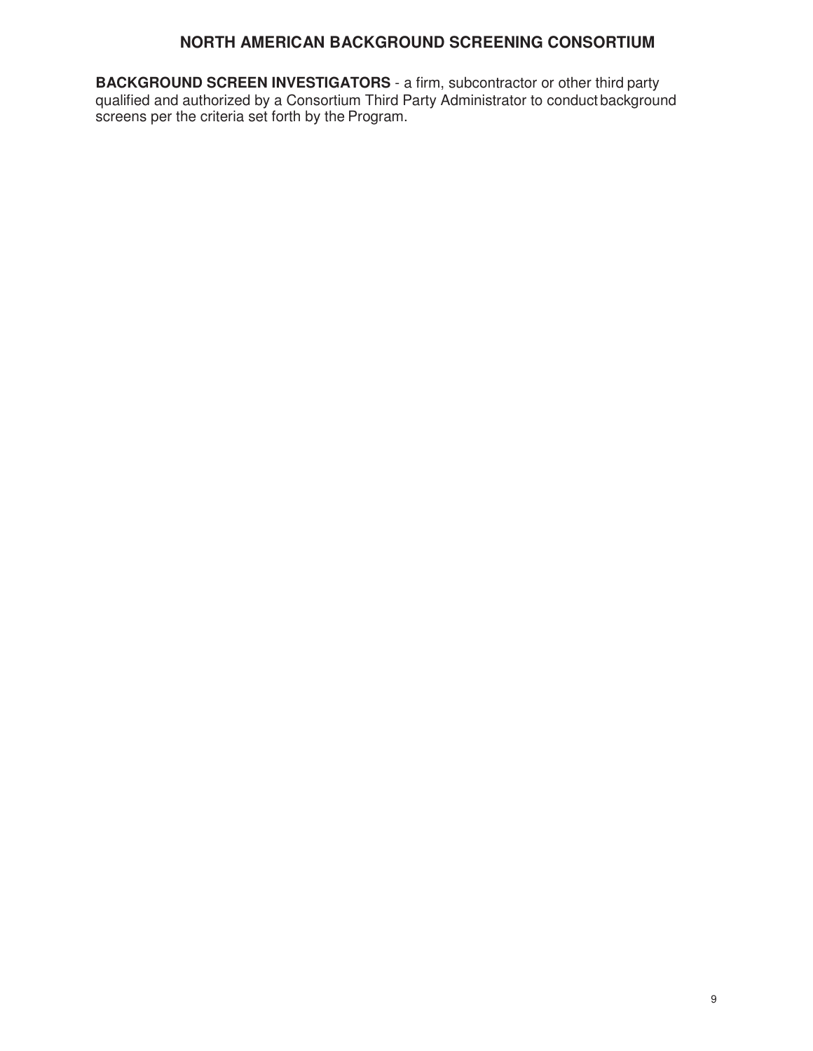**BACKGROUND SCREEN INVESTIGATORS** - a firm, subcontractor or other third party qualified and authorized by a Consortium Third Party Administrator to conduct background screens per the criteria set forth by the Program.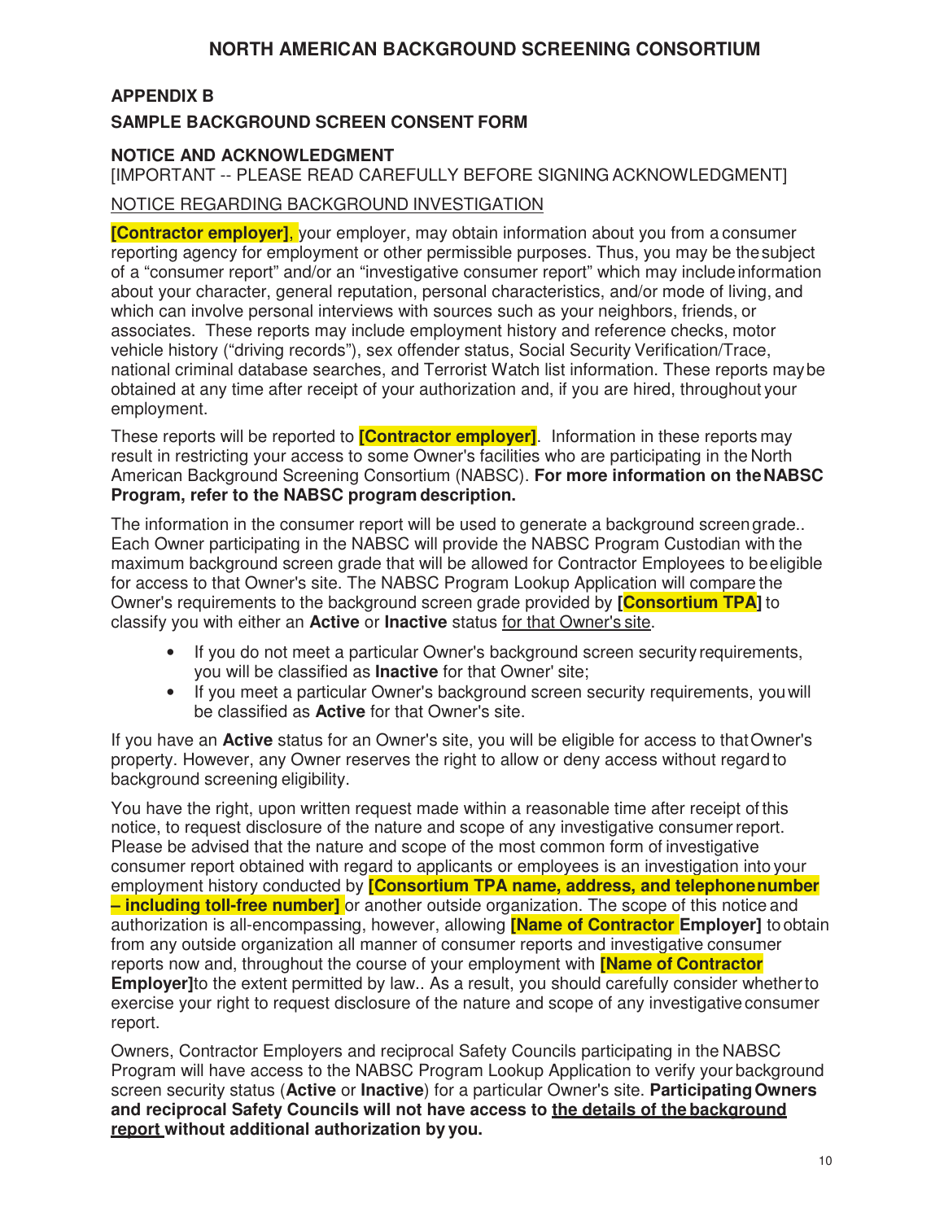# NORTH AMERICAN BACKGROUND SCREENING CONSORTIUM

## APPENDIX B

## SAMPLE BACKGROUND SCREEN CONSENT FORM

### NOTICE AND ACKNOWLEDGMENT

[IMPORTANT -- PLEASE READ CAREFULLY BEFORE SIGNING ACKNOWLEDGMENT]

<u>NOTICE REGARDING BACKGROUND INVESTIGATION</u>

**[Contractor employer]**, your employer, may obtain information about you from a consumer reporting agency for employment or other permissible purposes. Thus, you may be the subject of a "consumer report" and/or an "investigative consumer report" which may include information about your character, general reputation, personal characteristics, and/or mode of living, and which can involve personal interviews with sources such as your neighbors, friends, or associates. These reports may include employment history and reference checks, motor vehicle history ("driving records"), sex offender status, Social Security Verification/Trace, national criminal database searches, and Terrorist Watch list information. These reports may be obtained at any time after receipt of your authorization and, if you are hired, throughout your employment.

These reports will be reported to **[Contractor employer]**. Information in these reports may result in restricting your access to some Owner's facilities who are participating in the North American Background Screening Consortium (NABSC). **For more information on the NABSC Program, refer to the NABSC program description.**

The information in the consumer report will be used to generate a background screen grade.. Each Owner participating in the NABSC will provide the NABSC Program Custodian with the maximum background screen grade that will be allowed for Contractor Employees to be eligible for access to that Owner's site. The NABSC Program Lookup Application will compare the Owner's requirements to the background screen grade provided by **[Consortium TPA]** to classify you with either an **Active** or **Inactive** status <u>for that Owner's site</u>.

- If you do not meet a particular Owner's background screen security requirements, you will be classified as **Inactive** for that Owner' site;
- If you meet a particular Owner's background screen security requirements, you will be classified as **Active** for that Owner's site.

If you have an **Active** status for an Owner's site, you will be eligible for access to that Owner's property. However, any Owner reserves the right to allow or deny access without regard to background screening eligibility.

You have the right, upon written request made within a reasonable time after receipt of this notice, to request disclosure of the nature and scope of any investigative consumer report. Please be advised that the nature and scope of the most common form of investigative consumer report obtained with regard to applicants or employees is an investigation into your employment history conducted by **[Consortium TPA name, address, and telephone number – including toll-free number]** or another outside organization. The scope of this notice and authorization is all-encompassing, however, allowing **[Name of Contractor Employer]** to obtain from any outside organization all manner of consumer reports and investigative consumer reports now and, throughout the course of your employment with **[Name of Contractor Employer]**to the extent permitted by law.. As a result, you should carefully consider whether to exercise your right to request disclosure of the nature and scope of any investigative consumer report.

Owners, Contractor Employers and reciprocal Safety Councils participating in the NABSC Program will have access to the NABSC Program Lookup Application to verify your background screen security status (**Active** or **Inactive**) for a particular Owner's site. **Participating Owners and reciprocal Safety Councils will not have access to <u>the details of the background report</u> without additional authorization by you.**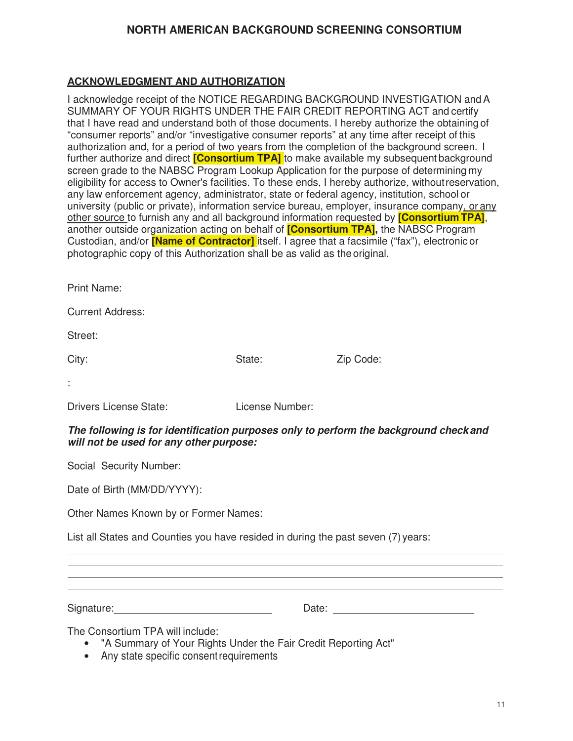# NORTH AMERICAN BACKGROUND SCREENING CONSORTIUM

## ACKNOWLEDGMENT AND AUTHORIZATION

I acknowledge receipt of the NOTICE REGARDING BACKGROUND INVESTIGATION and A SUMMARY OF YOUR RIGHTS UNDER THE FAIR CREDIT REPORTING ACT and certify that I have read and understand both of those documents. I hereby authorize the obtaining of "consumer reports" and/or "investigative consumer reports" at any time after receipt of this authorization and, for a period of two years from the completion of the background screen. I further authorize and direct **[Consortium TPA]** to make available my subsequent background screen grade to the NABSC Program Lookup Application for the purpose of determining my eligibility for access to Owner's facilities. To these ends, I hereby authorize, without reservation, any law enforcement agency, administrator, state or federal agency, institution, school or university (public or private), information service bureau, employer, insurance company, or any other source to furnish any and all background information requested by **[Consortium TPA]**, another outside organization acting on behalf of **[Consortium TPA],** the NABSC Program Custodian, and/or **[Name of Contractor]** itself. I agree that a facsimile ("fax"), electronic or photographic copy of this Authorization shall be as valid as the original.

Print Name:

Current Address:

Street:

City: State: Zip Code:

:

Drivers License State: License Number:

***The following is for identification purposes only to perform the background check and will not be used for any other purpose:***

Social Security Number:

Date of Birth (MM/DD/YYYY):

Other Names Known by or Former Names:

List all States and Counties you have resided in during the past seven (7) years:

\_\_\_\_\_\_\_\_\_\_\_\_\_\_\_\_\_\_\_\_\_\_\_\_\_\_\_\_\_\_\_\_\_\_\_\_\_\_\_\_\_\_\_\_\_\_\_\_\_\_\_\_\_\_\_\_\_\_\_\_\_\_\_\_\_\_\_\_\_\_

\_\_\_\_\_\_\_\_\_\_\_\_\_\_\_\_\_\_\_\_\_\_\_\_\_\_\_\_\_\_\_\_\_\_\_\_\_\_\_\_\_\_\_\_\_\_\_\_\_\_\_\_\_\_\_\_\_\_\_\_\_\_\_\_\_\_\_\_\_\_

\_\_\_\_\_\_\_\_\_\_\_\_\_\_\_\_\_\_\_\_\_\_\_\_\_\_\_\_\_\_\_\_\_\_\_\_\_\_\_\_\_\_\_\_\_\_\_\_\_\_\_\_\_\_\_\_\_\_\_\_\_\_\_\_\_\_\_\_\_\_

\_\_\_\_\_\_\_\_\_\_\_\_\_\_\_\_\_\_\_\_\_\_\_\_\_\_\_\_\_\_\_\_\_\_\_\_\_\_\_\_\_\_\_\_\_\_\_\_\_\_\_\_\_\_\_\_\_\_\_\_\_\_\_\_\_\_\_\_\_\_

Signature: \_\_\_\_\_\_\_\_\_\_\_\_\_\_\_\_\_\_\_\_\_\_\_\_\_\_ Date: \_\_\_\_\_\_\_\_\_\_\_\_\_\_\_\_\_\_\_\_\_\_\_\_

The Consortium TPA will include:

- "A Summary of Your Rights Under the Fair Credit Reporting Act"
- Any state specific consent requirements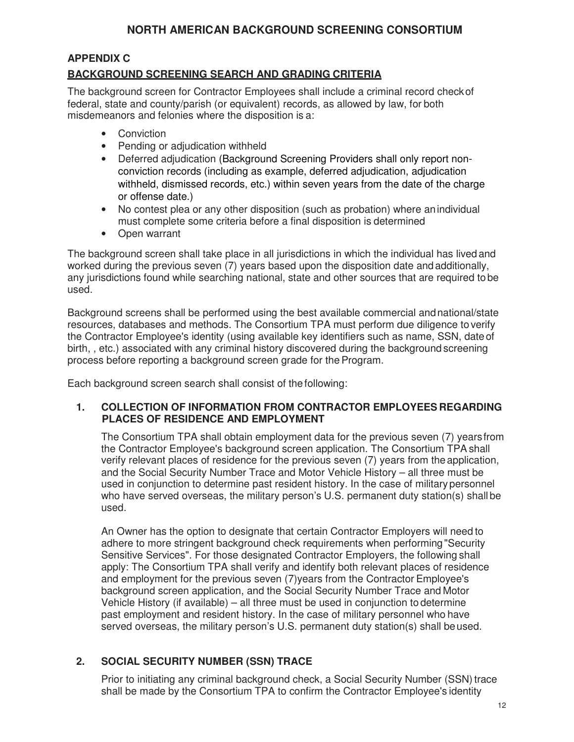## APPENDIX C

## BACKGROUND SCREENING SEARCH AND GRADING CRITERIA

The background screen for Contractor Employees shall include a criminal record check of federal, state and county/parish (or equivalent) records, as allowed by law, for both misdemeanors and felonies where the disposition is a:

- Conviction
- Pending or adjudication withheld
- Deferred adjudication (Background Screening Providers shall only report non-conviction records (including as example, deferred adjudication, adjudication withheld, dismissed records, etc.) within seven years from the date of the charge or offense date.)
- No contest plea or any other disposition (such as probation) where an individual must complete some criteria before a final disposition is determined
- Open warrant

The background screen shall take place in all jurisdictions in which the individual has lived and worked during the previous seven (7) years based upon the disposition date and additionally, any jurisdictions found while searching national, state and other sources that are required to be used.

Background screens shall be performed using the best available commercial and national/state resources, databases and methods. The Consortium TPA must perform due diligence to verify the Contractor Employee's identity (using available key identifiers such as name, SSN, date of birth, , etc.) associated with any criminal history discovered during the background screening process before reporting a background screen grade for the Program.

Each background screen search shall consist of the following:

### 1. COLLECTION OF INFORMATION FROM CONTRACTOR EMPLOYEES REGARDING PLACES OF RESIDENCE AND EMPLOYMENT

The Consortium TPA shall obtain employment data for the previous seven (7) years from the Contractor Employee's background screen application. The Consortium TPA shall verify relevant places of residence for the previous seven (7) years from the application, and the Social Security Number Trace and Motor Vehicle History – all three must be used in conjunction to determine past resident history. In the case of military personnel who have served overseas, the military person's U.S. permanent duty station(s) shall be used.

An Owner has the option to designate that certain Contractor Employers will need to adhere to more stringent background check requirements when performing "Security Sensitive Services". For those designated Contractor Employers, the following shall apply: The Consortium TPA shall verify and identify both relevant places of residence and employment for the previous seven (7)years from the Contractor Employee's background screen application, and the Social Security Number Trace and Motor Vehicle History (if available) – all three must be used in conjunction to determine past employment and resident history. In the case of military personnel who have served overseas, the military person's U.S. permanent duty station(s) shall be used.

### 2. SOCIAL SECURITY NUMBER (SSN) TRACE

Prior to initiating any criminal background check, a Social Security Number (SSN) trace shall be made by the Consortium TPA to confirm the Contractor Employee's identity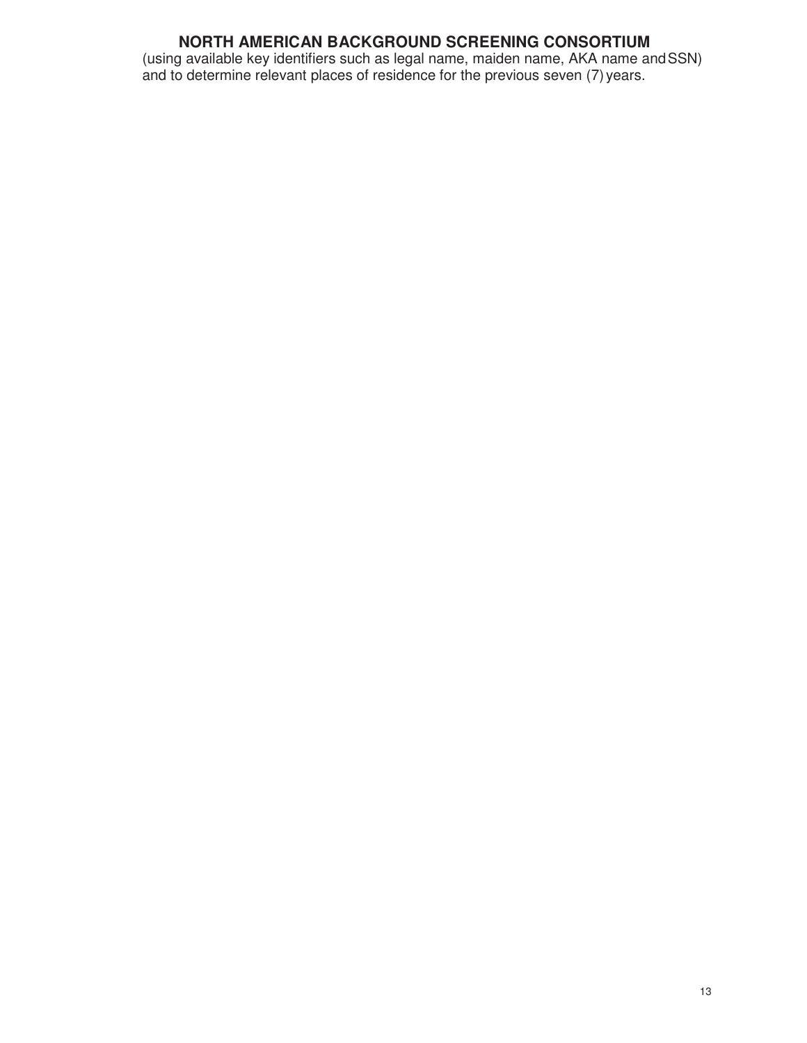(using available key identifiers such as legal name, maiden name, AKA name and SSN) and to determine relevant places of residence for the previous seven (7) years.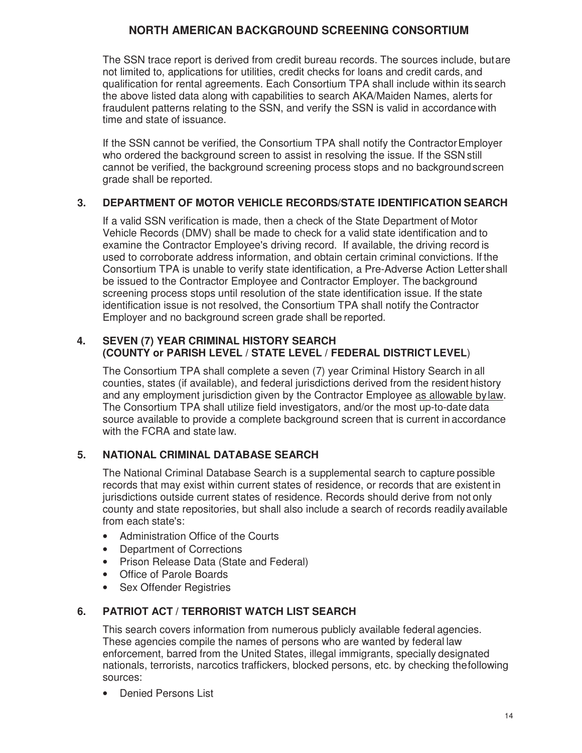The SSN trace report is derived from credit bureau records. The sources include, but are not limited to, applications for utilities, credit checks for loans and credit cards, and qualification for rental agreements. Each Consortium TPA shall include within its search the above listed data along with capabilities to search AKA/Maiden Names, alerts for fraudulent patterns relating to the SSN, and verify the SSN is valid in accordance with time and state of issuance.

If the SSN cannot be verified, the Consortium TPA shall notify the Contractor Employer who ordered the background screen to assist in resolving the issue. If the SSN still cannot be verified, the background screening process stops and no background screen grade shall be reported.

### 3. DEPARTMENT OF MOTOR VEHICLE RECORDS/STATE IDENTIFICATION SEARCH

If a valid SSN verification is made, then a check of the State Department of Motor Vehicle Records (DMV) shall be made to check for a valid state identification and to examine the Contractor Employee's driving record. If available, the driving record is used to corroborate address information, and obtain certain criminal convictions. If the Consortium TPA is unable to verify state identification, a Pre-Adverse Action Letter shall be issued to the Contractor Employee and Contractor Employer. The background screening process stops until resolution of the state identification issue. If the state identification issue is not resolved, the Consortium TPA shall notify the Contractor Employer and no background screen grade shall be reported.

### 4. SEVEN (7) YEAR CRIMINAL HISTORY SEARCH (COUNTY or PARISH LEVEL / STATE LEVEL / FEDERAL DISTRICT LEVEL)

The Consortium TPA shall complete a seven (7) year Criminal History Search in all counties, states (if available), and federal jurisdictions derived from the resident history and any employment jurisdiction given by the Contractor Employee as allowable by law. The Consortium TPA shall utilize field investigators, and/or the most up-to-date data source available to provide a complete background screen that is current in accordance with the FCRA and state law.

### 5. NATIONAL CRIMINAL DATABASE SEARCH

The National Criminal Database Search is a supplemental search to capture possible records that may exist within current states of residence, or records that are existent in jurisdictions outside current states of residence. Records should derive from not only county and state repositories, but shall also include a search of records readily available from each state's:

- Administration Office of the Courts
- Department of Corrections
- Prison Release Data (State and Federal)
- Office of Parole Boards
- Sex Offender Registries

### 6. PATRIOT ACT / TERRORIST WATCH LIST SEARCH

This search covers information from numerous publicly available federal agencies. These agencies compile the names of persons who are wanted by federal law enforcement, barred from the United States, illegal immigrants, specially designated nationals, terrorists, narcotics traffickers, blocked persons, etc. by checking the following sources:

- Denied Persons List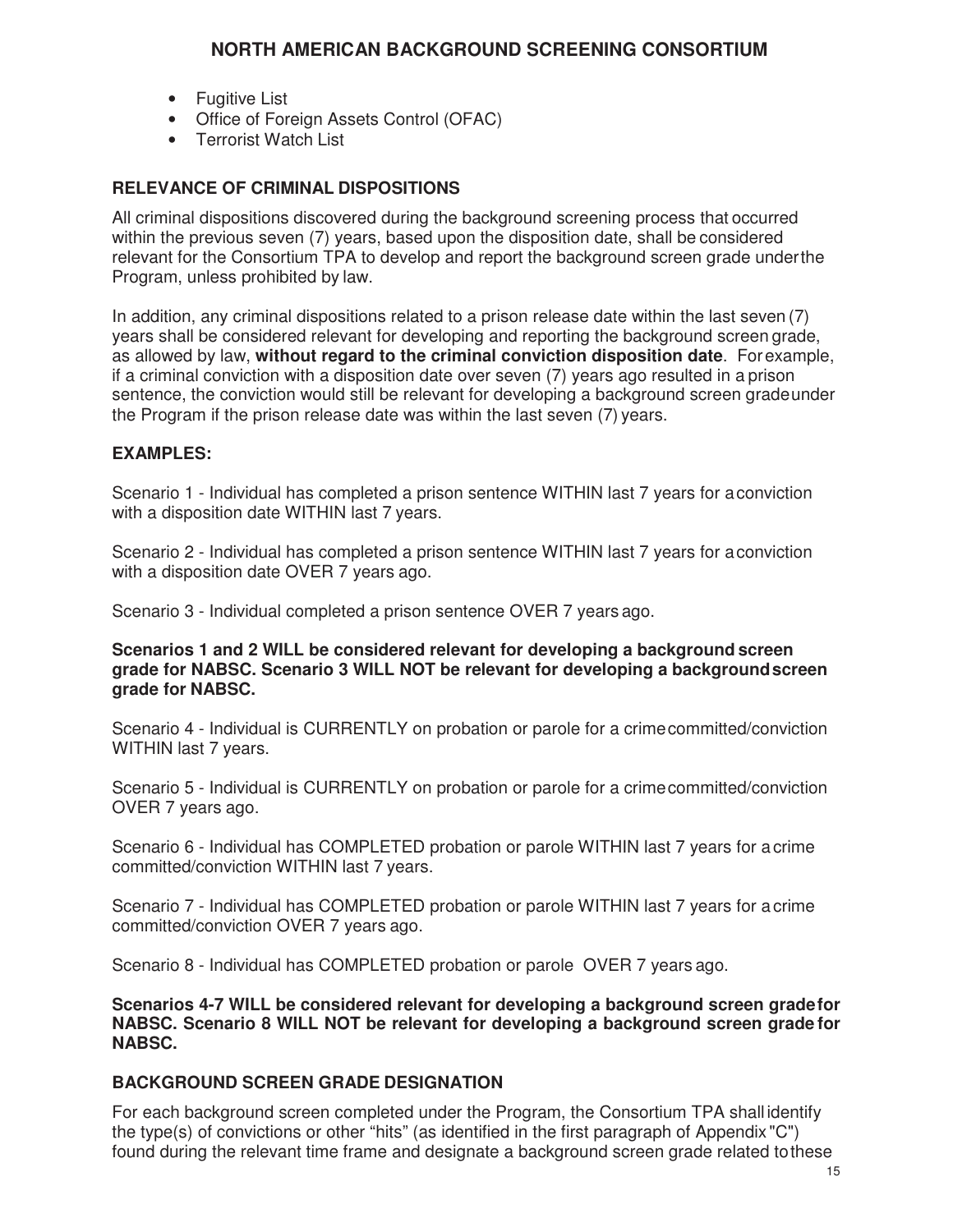- Fugitive List
- Office of Foreign Assets Control (OFAC)
- Terrorist Watch List

### RELEVANCE OF CRIMINAL DISPOSITIONS

All criminal dispositions discovered during the background screening process that occurred within the previous seven (7) years, based upon the disposition date, shall be considered relevant for the Consortium TPA to develop and report the background screen grade under the Program, unless prohibited by law.

In addition, any criminal dispositions related to a prison release date within the last seven (7) years shall be considered relevant for developing and reporting the background screen grade, as allowed by law, **without regard to the criminal conviction disposition date**. For example, if a criminal conviction with a disposition date over seven (7) years ago resulted in a prison sentence, the conviction would still be relevant for developing a background screen grade under the Program if the prison release date was within the last seven (7) years.

### EXAMPLES:

Scenario 1 - Individual has completed a prison sentence WITHIN last 7 years for a conviction with a disposition date WITHIN last 7 years.

Scenario 2 - Individual has completed a prison sentence WITHIN last 7 years for a conviction with a disposition date OVER 7 years ago.

Scenario 3 - Individual completed a prison sentence OVER 7 years ago.

**Scenarios 1 and 2 WILL be considered relevant for developing a background screen grade for NABSC. Scenario 3 WILL NOT be relevant for developing a background screen grade for NABSC.**

Scenario 4 - Individual is CURRENTLY on probation or parole for a crime committed/conviction WITHIN last 7 years.

Scenario 5 - Individual is CURRENTLY on probation or parole for a crime committed/conviction OVER 7 years ago.

Scenario 6 - Individual has COMPLETED probation or parole WITHIN last 7 years for a crime committed/conviction WITHIN last 7 years.

Scenario 7 - Individual has COMPLETED probation or parole WITHIN last 7 years for a crime committed/conviction OVER 7 years ago.

Scenario 8 - Individual has COMPLETED probation or parole OVER 7 years ago.

**Scenarios 4-7 WILL be considered relevant for developing a background screen grade for NABSC. Scenario 8 WILL NOT be relevant for developing a background screen grade for NABSC.**

### BACKGROUND SCREEN GRADE DESIGNATION

For each background screen completed under the Program, the Consortium TPA shall identify the type(s) of convictions or other "hits" (as identified in the first paragraph of Appendix "C") found during the relevant time frame and designate a background screen grade related to these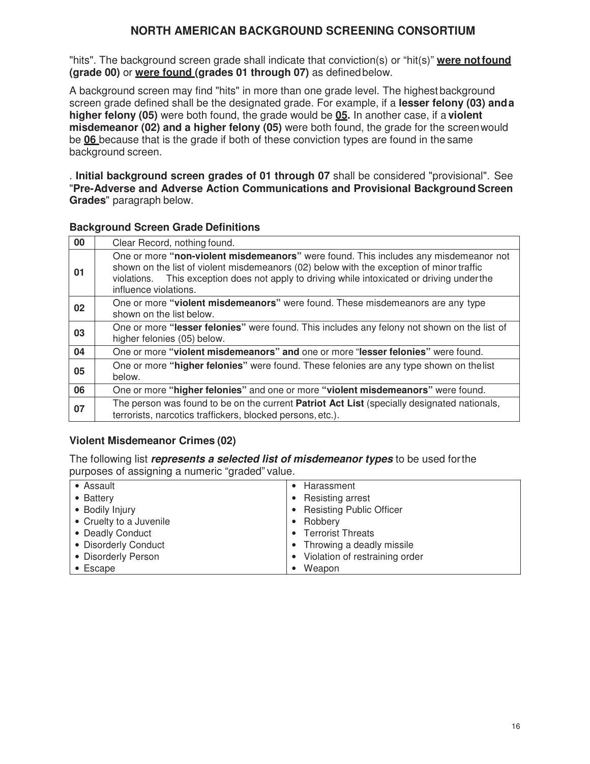"hits". The background screen grade shall indicate that conviction(s) or "hit(s)" **<u>were not found</u> (grade 00)** or **<u>were found</u> (grades 01 through 07)** as defined below.

A background screen may find "hits" in more than one grade level. The highest background screen grade defined shall be the designated grade. For example, if a **lesser felony (03) and a higher felony (05)** were both found, the grade would be **<u>05</u>.** In another case, if a **violent misdemeanor (02) and a higher felony (05)** were both found, the grade for the screen would be **<u>06</u>** because that is the grade if both of these conviction types are found in the same background screen.

. **Initial background screen grades of 01 through 07** shall be considered "provisional". See "**Pre-Adverse and Adverse Action Communications and Provisional Background Screen Grades**" paragraph below.

### Background Screen Grade Definitions

| Grade | Definition |
|---|---|
| **00** | Clear Record, nothing found. |
| **01** | One or more **"non-violent misdemeanors"** were found. This includes any misdemeanor not shown on the list of violent misdemeanors (02) below with the exception of minor traffic violations. This exception does not apply to driving while intoxicated or driving under the influence violations. |
| **02** | One or more **"violent misdemeanors"** were found. These misdemeanors are any type shown on the list below. |
| **03** | One or more **"lesser felonies"** were found. This includes any felony not shown on the list of higher felonies (05) below. |
| **04** | One or more **"violent misdemeanors" and** one or more "**lesser felonies"** were found. |
| **05** | One or more **"higher felonies"** were found. These felonies are any type shown on the list below. |
| **06** | One or more **"higher felonies"** and one or more **"violent misdemeanors"** were found. |
| **07** | The person was found to be on the current **Patriot Act List** (specially designated nationals, terrorists, narcotics traffickers, blocked persons, etc.). |

### Violent Misdemeanor Crimes (02)

The following list ***represents a selected list of misdemeanor types*** to be used for the purposes of assigning a numeric "graded" value.

| | |
|---|---|
| • Assault | • Harassment |
| • Battery | • Resisting arrest |
| • Bodily Injury | • Resisting Public Officer |
| • Cruelty to a Juvenile | • Robbery |
| • Deadly Conduct | • Terrorist Threats |
| • Disorderly Conduct | • Throwing a deadly missile |
| • Disorderly Person | • Violation of restraining order |
| • Escape | • Weapon |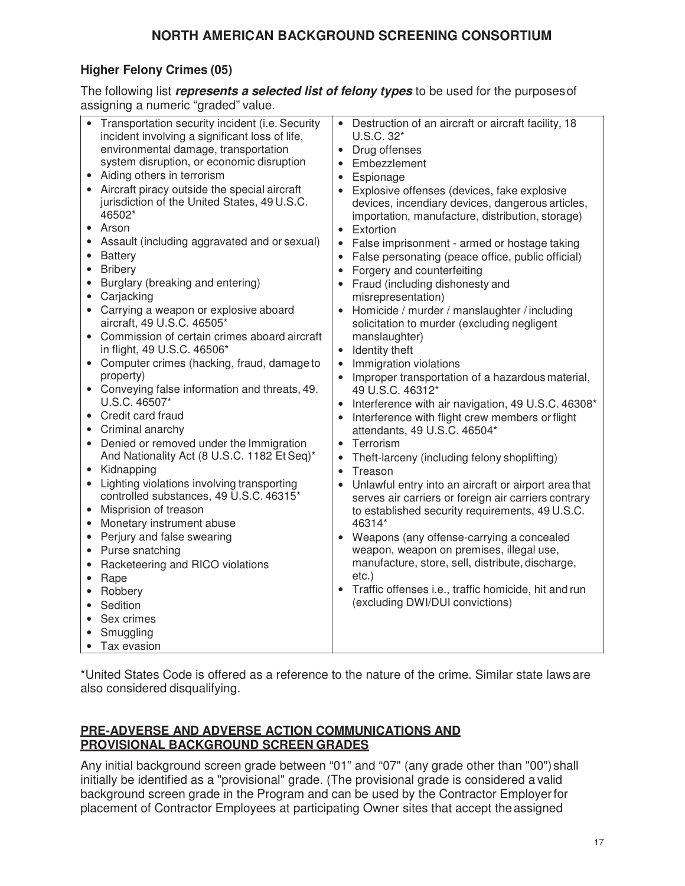## Higher Felony Crimes (05)

The following list ***represents a selected list of felony types*** to be used for the purposes of assigning a numeric "graded" value.

- Transportation security incident (i.e. Security incident involving a significant loss of life, environmental damage, transportation system disruption, or economic disruption
- Aiding others in terrorism
- Aircraft piracy outside the special aircraft jurisdiction of the United States, 49 U.S.C. 46502*
- Arson
- Assault (including aggravated and or sexual)
- Battery
- Bribery
- Burglary (breaking and entering)
- Carjacking
- Carrying a weapon or explosive aboard aircraft, 49 U.S.C. 46505*
- Commission of certain crimes aboard aircraft in flight, 49 U.S.C. 46506*
- Computer crimes (hacking, fraud, damage to property)
- Conveying false information and threats, 49. U.S.C. 46507*
- Credit card fraud
- Criminal anarchy
- Denied or removed under the Immigration And Nationality Act (8 U.S.C. 1182 Et Seq)*
- Kidnapping
- Lighting violations involving transporting controlled substances, 49 U.S.C. 46315*
- Misprision of treason
- Monetary instrument abuse
- Perjury and false swearing
- Purse snatching
- Racketeering and RICO violations
- Rape
- Robbery
- Sedition
- Sex crimes
- Smuggling
- Tax evasion
- Destruction of an aircraft or aircraft facility, 18 U.S.C. 32*
- Drug offenses
- Embezzlement
- Espionage
- Explosive offenses (devices, fake explosive devices, incendiary devices, dangerous articles, importation, manufacture, distribution, storage)
- Extortion
- False imprisonment - armed or hostage taking
- False personating (peace office, public official)
- Forgery and counterfeiting
- Fraud (including dishonesty and misrepresentation)
- Homicide / murder / manslaughter / including solicitation to murder (excluding negligent manslaughter)
- Identity theft
- Immigration violations
- Improper transportation of a hazardous material, 49 U.S.C. 46312*
- Interference with air navigation, 49 U.S.C. 46308*
- Interference with flight crew members or flight attendants, 49 U.S.C. 46504*
- Terrorism
- Theft-larceny (including felony shoplifting)
- Treason
- Unlawful entry into an aircraft or airport area that serves air carriers or foreign air carriers contrary to established security requirements, 49 U.S.C. 46314*
- Weapons (any offense-carrying a concealed weapon, weapon on premises, illegal use, manufacture, store, sell, distribute, discharge, etc.)
- Traffic offenses i.e., traffic homicide, hit and run (excluding DWI/DUI convictions)

*United States Code is offered as a reference to the nature of the crime. Similar state laws are also considered disqualifying.

## PRE-ADVERSE AND ADVERSE ACTION COMMUNICATIONS AND PROVISIONAL BACKGROUND SCREEN GRADES

Any initial background screen grade between "01" and "07" (any grade other than "00") shall initially be identified as a "provisional" grade. (The provisional grade is considered a valid background screen grade in the Program and can be used by the Contractor Employer for placement of Contractor Employees at participating Owner sites that accept the assigned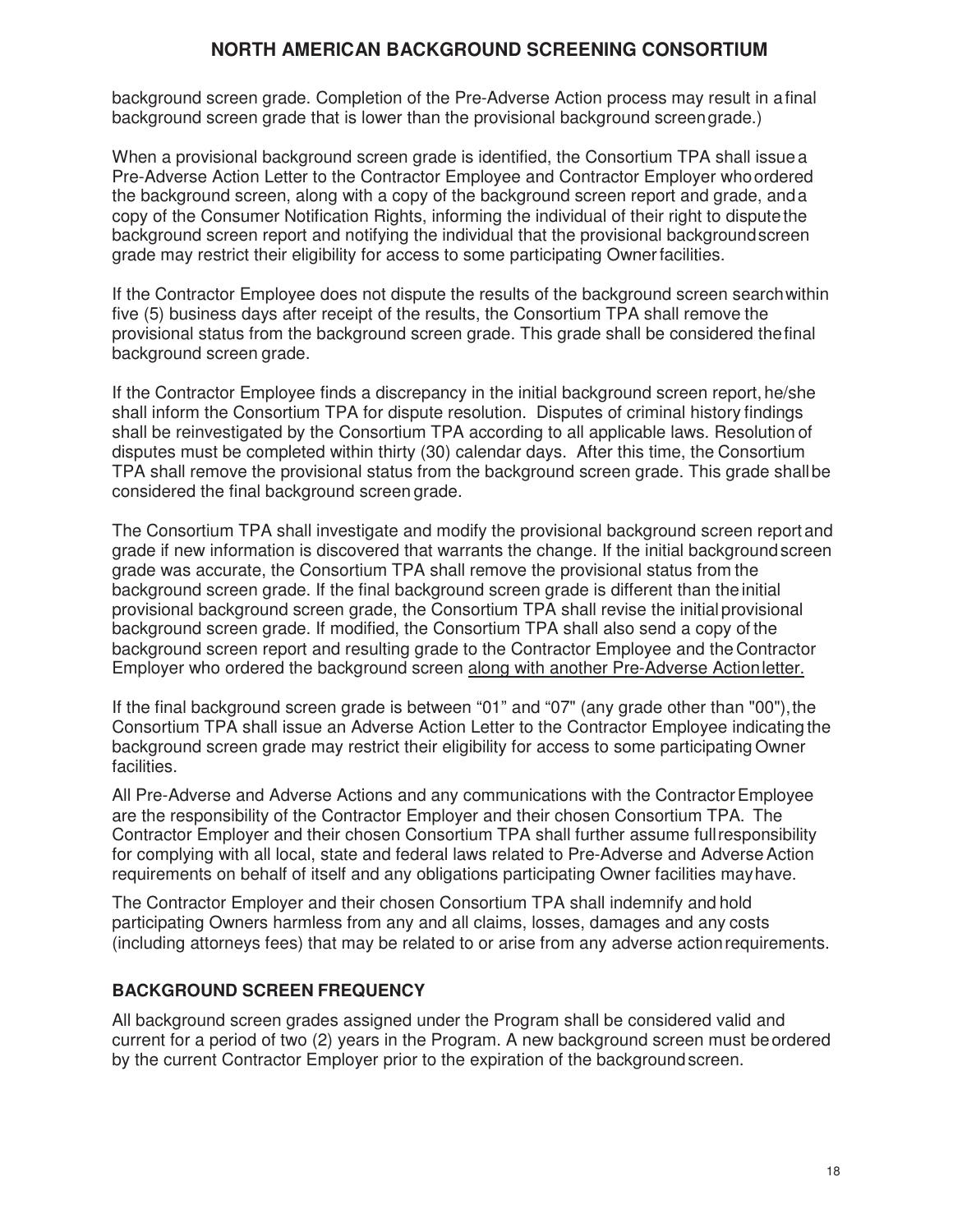background screen grade. Completion of the Pre-Adverse Action process may result in a final background screen grade that is lower than the provisional background screen grade.)

When a provisional background screen grade is identified, the Consortium TPA shall issue a Pre-Adverse Action Letter to the Contractor Employee and Contractor Employer who ordered the background screen, along with a copy of the background screen report and grade, and a copy of the Consumer Notification Rights, informing the individual of their right to dispute the background screen report and notifying the individual that the provisional background screen grade may restrict their eligibility for access to some participating Owner facilities.

If the Contractor Employee does not dispute the results of the background screen search within five (5) business days after receipt of the results, the Consortium TPA shall remove the provisional status from the background screen grade. This grade shall be considered the final background screen grade.

If the Contractor Employee finds a discrepancy in the initial background screen report, he/she shall inform the Consortium TPA for dispute resolution. Disputes of criminal history findings shall be reinvestigated by the Consortium TPA according to all applicable laws. Resolution of disputes must be completed within thirty (30) calendar days. After this time, the Consortium TPA shall remove the provisional status from the background screen grade. This grade shall be considered the final background screen grade.

The Consortium TPA shall investigate and modify the provisional background screen report and grade if new information is discovered that warrants the change. If the initial background screen grade was accurate, the Consortium TPA shall remove the provisional status from the background screen grade. If the final background screen grade is different than the initial provisional background screen grade, the Consortium TPA shall revise the initial provisional background screen grade. If modified, the Consortium TPA shall also send a copy of the background screen report and resulting grade to the Contractor Employee and the Contractor Employer who ordered the background screen along with another Pre-Adverse Action letter.

If the final background screen grade is between “01” and “07" (any grade other than "00"), the Consortium TPA shall issue an Adverse Action Letter to the Contractor Employee indicating the background screen grade may restrict their eligibility for access to some participating Owner facilities.

All Pre-Adverse and Adverse Actions and any communications with the Contractor Employee are the responsibility of the Contractor Employer and their chosen Consortium TPA. The Contractor Employer and their chosen Consortium TPA shall further assume full responsibility for complying with all local, state and federal laws related to Pre-Adverse and Adverse Action requirements on behalf of itself and any obligations participating Owner facilities may have.

The Contractor Employer and their chosen Consortium TPA shall indemnify and hold participating Owners harmless from any and all claims, losses, damages and any costs (including attorneys fees) that may be related to or arise from any adverse action requirements.

## BACKGROUND SCREEN FREQUENCY

All background screen grades assigned under the Program shall be considered valid and current for a period of two (2) years in the Program. A new background screen must be ordered by the current Contractor Employer prior to the expiration of the background screen.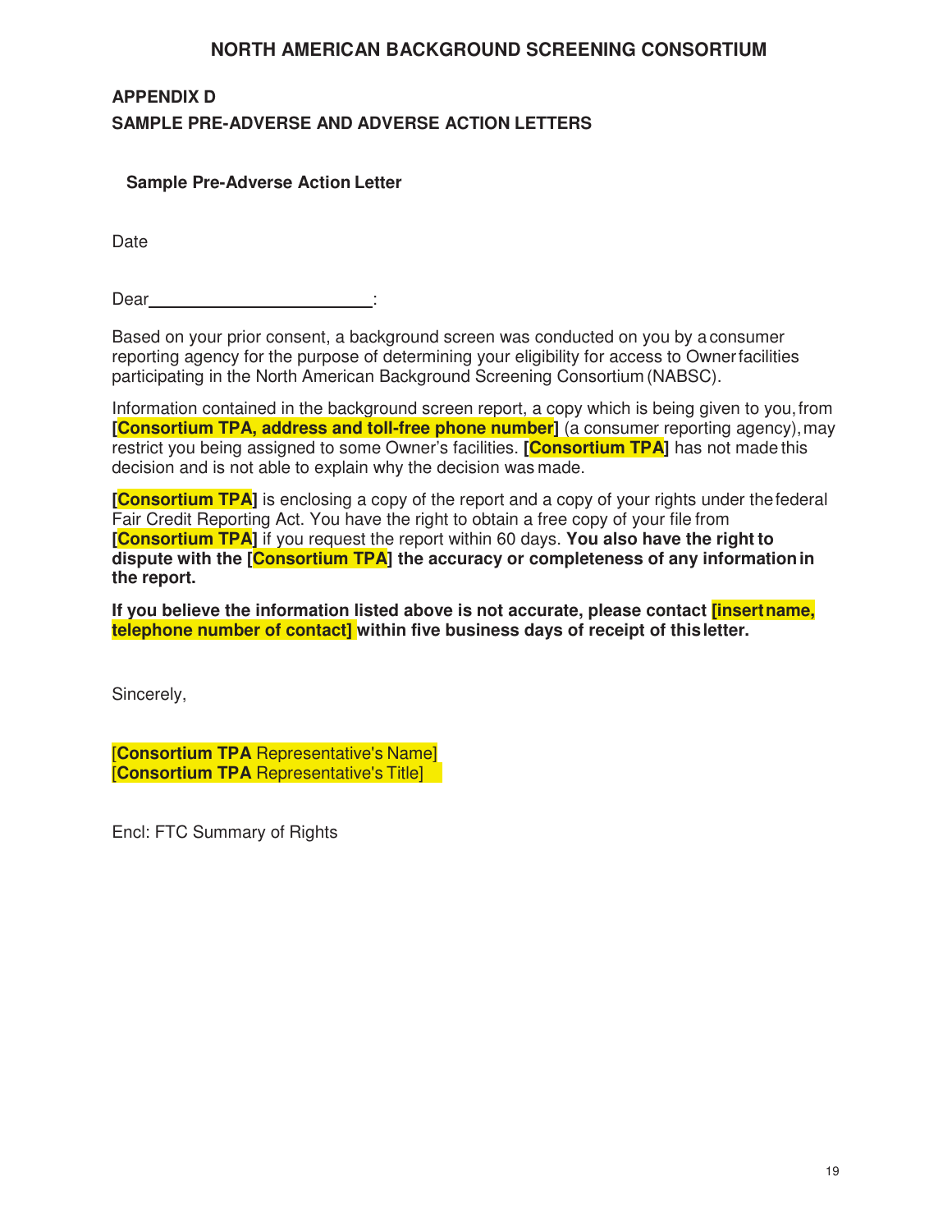# NORTH AMERICAN BACKGROUND SCREENING CONSORTIUM

## APPENDIX D

## SAMPLE PRE-ADVERSE AND ADVERSE ACTION LETTERS

### Sample Pre-Adverse Action Letter

Date

Dear________________________:

Based on your prior consent, a background screen was conducted on you by a consumer reporting agency for the purpose of determining your eligibility for access to Owner facilities participating in the North American Background Screening Consortium (NABSC).

Information contained in the background screen report, a copy which is being given to you, from **[Consortium TPA, address and toll-free phone number]** (a consumer reporting agency), may restrict you being assigned to some Owner's facilities. **[Consortium TPA]** has not made this decision and is not able to explain why the decision was made.

**[Consortium TPA]** is enclosing a copy of the report and a copy of your rights under the federal Fair Credit Reporting Act. You have the right to obtain a free copy of your file from **[Consortium TPA]** if you request the report within 60 days. **You also have the right to dispute with the [Consortium TPA] the accuracy or completeness of any information in the report.**

**If you believe the information listed above is not accurate, please contact [insert name, telephone number of contact] within five business days of receipt of this letter.**

Sincerely,

[**Consortium TPA** Representative's Name]  
[**Consortium TPA** Representative's Title]

Encl: FTC Summary of Rights